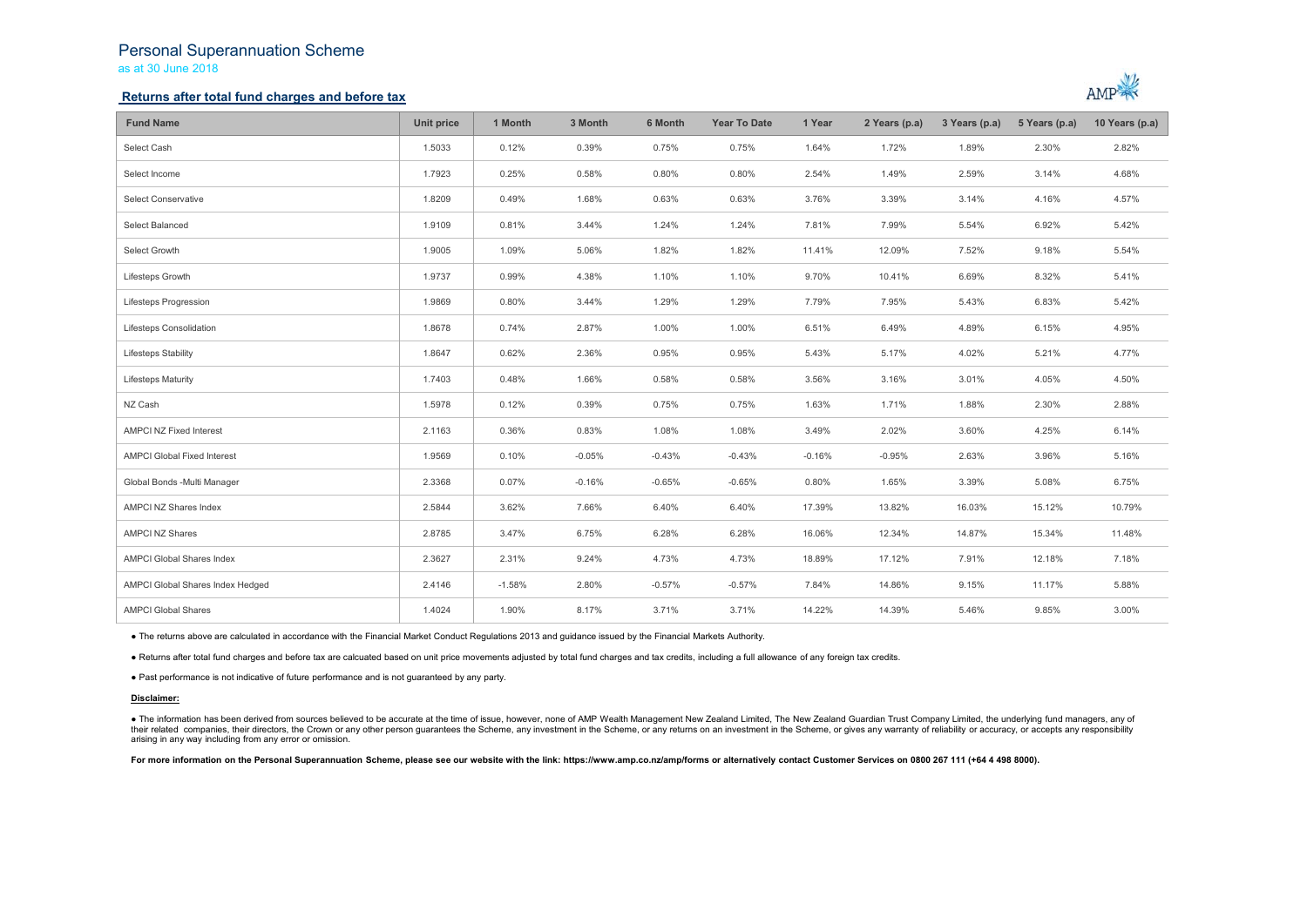# Personal Superannuation Scheme

as at 30 June 2018

## Returns after total fund charges and before tax

| Fund Name | Unit price | 1 Month | 3 Month | 6 Month | Year To Date | 1 Year | 2 Years (p.a) | 3 Years (p.a) | 5 Years (p.a) | 10 Years (p.a) |
|---|---|---|---|---|---|---|---|---|---|---|
| Select Cash | 1.5033 | 0.12% | 0.39% | 0.75% | 0.75% | 1.64% | 1.72% | 1.89% | 2.30% | 2.82% |
| Select Income | 1.7923 | 0.25% | 0.58% | 0.80% | 0.80% | 2.54% | 1.49% | 2.59% | 3.14% | 4.68% |
| Select Conservative | 1.8209 | 0.49% | 1.68% | 0.63% | 0.63% | 3.76% | 3.39% | 3.14% | 4.16% | 4.57% |
| Select Balanced | 1.9109 | 0.81% | 3.44% | 1.24% | 1.24% | 7.81% | 7.99% | 5.54% | 6.92% | 5.42% |
| Select Growth | 1.9005 | 1.09% | 5.06% | 1.82% | 1.82% | 11.41% | 12.09% | 7.52% | 9.18% | 5.54% |
| Lifesteps Growth | 1.9737 | 0.99% | 4.38% | 1.10% | 1.10% | 9.70% | 10.41% | 6.69% | 8.32% | 5.41% |
| Lifesteps Progression | 1.9869 | 0.80% | 3.44% | 1.29% | 1.29% | 7.79% | 7.95% | 5.43% | 6.83% | 5.42% |
| Lifesteps Consolidation | 1.8678 | 0.74% | 2.87% | 1.00% | 1.00% | 6.51% | 6.49% | 4.89% | 6.15% | 4.95% |
| Lifesteps Stability | 1.8647 | 0.62% | 2.36% | 0.95% | 0.95% | 5.43% | 5.17% | 4.02% | 5.21% | 4.77% |
| Lifesteps Maturity | 1.7403 | 0.48% | 1.66% | 0.58% | 0.58% | 3.56% | 3.16% | 3.01% | 4.05% | 4.50% |
| NZ Cash | 1.5978 | 0.12% | 0.39% | 0.75% | 0.75% | 1.63% | 1.71% | 1.88% | 2.30% | 2.88% |
| AMPCI NZ Fixed Interest | 2.1163 | 0.36% | 0.83% | 1.08% | 1.08% | 3.49% | 2.02% | 3.60% | 4.25% | 6.14% |
| AMPCI Global Fixed Interest | 1.9569 | 0.10% | -0.05% | -0.43% | -0.43% | -0.16% | -0.95% | 2.63% | 3.96% | 5.16% |
| Global Bonds -Multi Manager | 2.3368 | 0.07% | -0.16% | -0.65% | -0.65% | 0.80% | 1.65% | 3.39% | 5.08% | 6.75% |
| AMPCI NZ Shares Index | 2.5844 | 3.62% | 7.66% | 6.40% | 6.40% | 17.39% | 13.82% | 16.03% | 15.12% | 10.79% |
| AMPCI NZ Shares | 2.8785 | 3.47% | 6.75% | 6.28% | 6.28% | 16.06% | 12.34% | 14.87% | 15.34% | 11.48% |
| AMPCI Global Shares Index | 2.3627 | 2.31% | 9.24% | 4.73% | 4.73% | 18.89% | 17.12% | 7.91% | 12.18% | 7.18% |
| AMPCI Global Shares Index Hedged | 2.4146 | -1.58% | 2.80% | -0.57% | -0.57% | 7.84% | 14.86% | 9.15% | 11.17% | 5.88% |
| AMPCI Global Shares | 1.4024 | 1.90% | 8.17% | 3.71% | 3.71% | 14.22% | 14.39% | 5.46% | 9.85% | 3.00% |

- The returns above are calculated in accordance with the Financial Market Conduct Regulations 2013 and guidance issued by the Financial Markets Authority.
- Returns after total fund charges and before tax are calcuated based on unit price movements adjusted by total fund charges and tax credits, including a full allowance of any foreign tax credits.
- Past performance is not indicative of future performance and is not guaranteed by any party.

**Disclaimer:**

- The information has been derived from sources believed to be accurate at the time of issue, however, none of AMP Wealth Management New Zealand Limited, The New Zealand Guardian Trust Company Limited, the underlying fund managers, any of their related companies, their directors, the Crown or any other person guarantees the Scheme, any investment in the Scheme, or any returns on an investment in the Scheme, or gives any warranty of reliability or accuracy, or accepts any responsibility arising in any way including from any error or omission.

**For more information on the Personal Superannuation Scheme, please see our website with the link: https://www.amp.co.nz/amp/forms or alternatively contact Customer Services on 0800 267 111 (+64 4 498 8000).**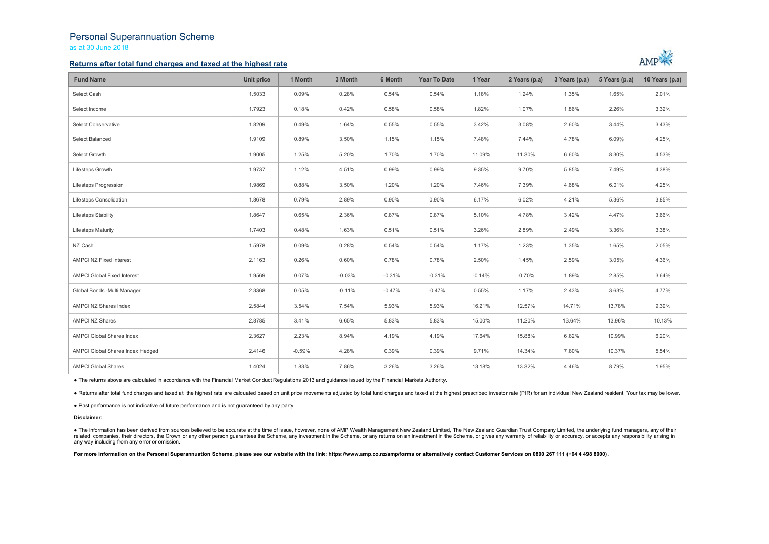# Personal Superannuation Scheme

as at 30 June 2018

## Returns after total fund charges and taxed at the highest rate

| Fund Name | Unit price | 1 Month | 3 Month | 6 Month | Year To Date | 1 Year | 2 Years (p.a) | 3 Years (p.a) | 5 Years (p.a) | 10 Years (p.a) |
|---|---|---|---|---|---|---|---|---|---|---|
| Select Cash | 1.5033 | 0.09% | 0.28% | 0.54% | 0.54% | 1.18% | 1.24% | 1.35% | 1.65% | 2.01% |
| Select Income | 1.7923 | 0.18% | 0.42% | 0.58% | 0.58% | 1.82% | 1.07% | 1.86% | 2.26% | 3.32% |
| Select Conservative | 1.8209 | 0.49% | 1.64% | 0.55% | 0.55% | 3.42% | 3.08% | 2.60% | 3.44% | 3.43% |
| Select Balanced | 1.9109 | 0.89% | 3.50% | 1.15% | 1.15% | 7.48% | 7.44% | 4.78% | 6.09% | 4.25% |
| Select Growth | 1.9005 | 1.25% | 5.20% | 1.70% | 1.70% | 11.09% | 11.30% | 6.60% | 8.30% | 4.53% |
| Lifesteps Growth | 1.9737 | 1.12% | 4.51% | 0.99% | 0.99% | 9.35% | 9.70% | 5.85% | 7.49% | 4.38% |
| Lifesteps Progression | 1.9869 | 0.88% | 3.50% | 1.20% | 1.20% | 7.46% | 7.39% | 4.68% | 6.01% | 4.25% |
| Lifesteps Consolidation | 1.8678 | 0.79% | 2.89% | 0.90% | 0.90% | 6.17% | 6.02% | 4.21% | 5.36% | 3.85% |
| Lifesteps Stability | 1.8647 | 0.65% | 2.36% | 0.87% | 0.87% | 5.10% | 4.78% | 3.42% | 4.47% | 3.66% |
| Lifesteps Maturity | 1.7403 | 0.48% | 1.63% | 0.51% | 0.51% | 3.26% | 2.89% | 2.49% | 3.36% | 3.38% |
| NZ Cash | 1.5978 | 0.09% | 0.28% | 0.54% | 0.54% | 1.17% | 1.23% | 1.35% | 1.65% | 2.05% |
| AMPCI NZ Fixed Interest | 2.1163 | 0.26% | 0.60% | 0.78% | 0.78% | 2.50% | 1.45% | 2.59% | 3.05% | 4.36% |
| AMPCI Global Fixed Interest | 1.9569 | 0.07% | -0.03% | -0.31% | -0.31% | -0.14% | -0.70% | 1.89% | 2.85% | 3.64% |
| Global Bonds -Multi Manager | 2.3368 | 0.05% | -0.11% | -0.47% | -0.47% | 0.55% | 1.17% | 2.43% | 3.63% | 4.77% |
| AMPCI NZ Shares Index | 2.5844 | 3.54% | 7.54% | 5.93% | 5.93% | 16.21% | 12.57% | 14.71% | 13.78% | 9.39% |
| AMPCI NZ Shares | 2.8785 | 3.41% | 6.65% | 5.83% | 5.83% | 15.00% | 11.20% | 13.64% | 13.96% | 10.13% |
| AMPCI Global Shares Index | 2.3627 | 2.23% | 8.94% | 4.19% | 4.19% | 17.64% | 15.88% | 6.82% | 10.99% | 6.20% |
| AMPCI Global Shares Index Hedged | 2.4146 | -0.59% | 4.28% | 0.39% | 0.39% | 9.71% | 14.34% | 7.80% | 10.37% | 5.54% |
| AMPCI Global Shares | 1.4024 | 1.83% | 7.86% | 3.26% | 3.26% | 13.18% | 13.32% | 4.46% | 8.79% | 1.95% |

- The returns above are calculated in accordance with the Financial Market Conduct Regulations 2013 and guidance issued by the Financial Markets Authority.
- Returns after total fund charges and taxed at the highest rate are calcuated based on unit price movements adjusted by total fund charges and taxed at the highest prescribed investor rate (PIR) for an individual New Zealand resident. Your tax may be lower.
- Past performance is not indicative of future performance and is not guaranteed by any party.

**Disclaimer:**

- The information has been derived from sources believed to be accurate at the time of issue, however, none of AMP Wealth Management New Zealand Limited, The New Zealand Guardian Trust Company Limited, the underlying fund managers, any of their related companies, their directors, the Crown or any other person guarantees the Scheme, any investment in the Scheme, or any returns on an investment in the Scheme, or gives any warranty of reliability or accuracy, or accepts any responsibility arising in any way including from any error or omission.

**For more information on the Personal Superannuation Scheme, please see our website with the link: https://www.amp.co.nz/amp/forms or alternatively contact Customer Services on 0800 267 111 (+64 4 498 8000).**